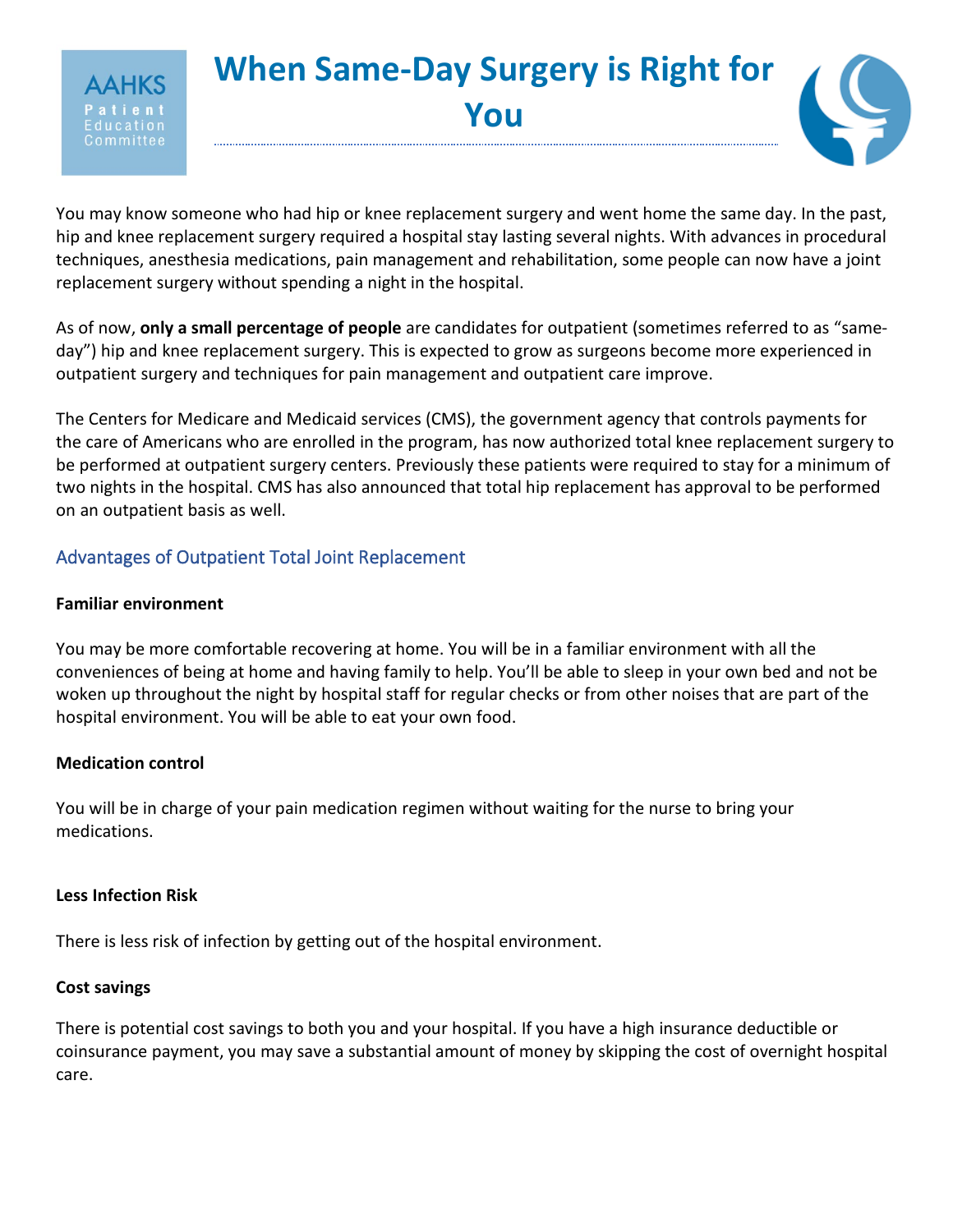AAHKS Patient Education Committee

# When Same-Day Surgery is Right for You

You may know someone who had hip or knee replacement surgery and went home the same day. In the past, hip and knee replacement surgery required a hospital stay lasting several nights. With advances in procedural techniques, anesthesia medications, pain management and rehabilitation, some people can now have a joint replacement surgery without spending a night in the hospital.

As of now, **only a small percentage of people** are candidates for outpatient (sometimes referred to as "same-day") hip and knee replacement surgery. This is expected to grow as surgeons become more experienced in outpatient surgery and techniques for pain management and outpatient care improve.

The Centers for Medicare and Medicaid services (CMS), the government agency that controls payments for the care of Americans who are enrolled in the program, has now authorized total knee replacement surgery to be performed at outpatient surgery centers. Previously these patients were required to stay for a minimum of two nights in the hospital. CMS has also announced that total hip replacement has approval to be performed on an outpatient basis as well.

## Advantages of Outpatient Total Joint Replacement

**Familiar environment**

You may be more comfortable recovering at home. You will be in a familiar environment with all the conveniences of being at home and having family to help. You'll be able to sleep in your own bed and not be woken up throughout the night by hospital staff for regular checks or from other noises that are part of the hospital environment. You will be able to eat your own food.

**Medication control**

You will be in charge of your pain medication regimen without waiting for the nurse to bring your medications.

**Less Infection Risk**

There is less risk of infection by getting out of the hospital environment.

**Cost savings**

There is potential cost savings to both you and your hospital. If you have a high insurance deductible or coinsurance payment, you may save a substantial amount of money by skipping the cost of overnight hospital care.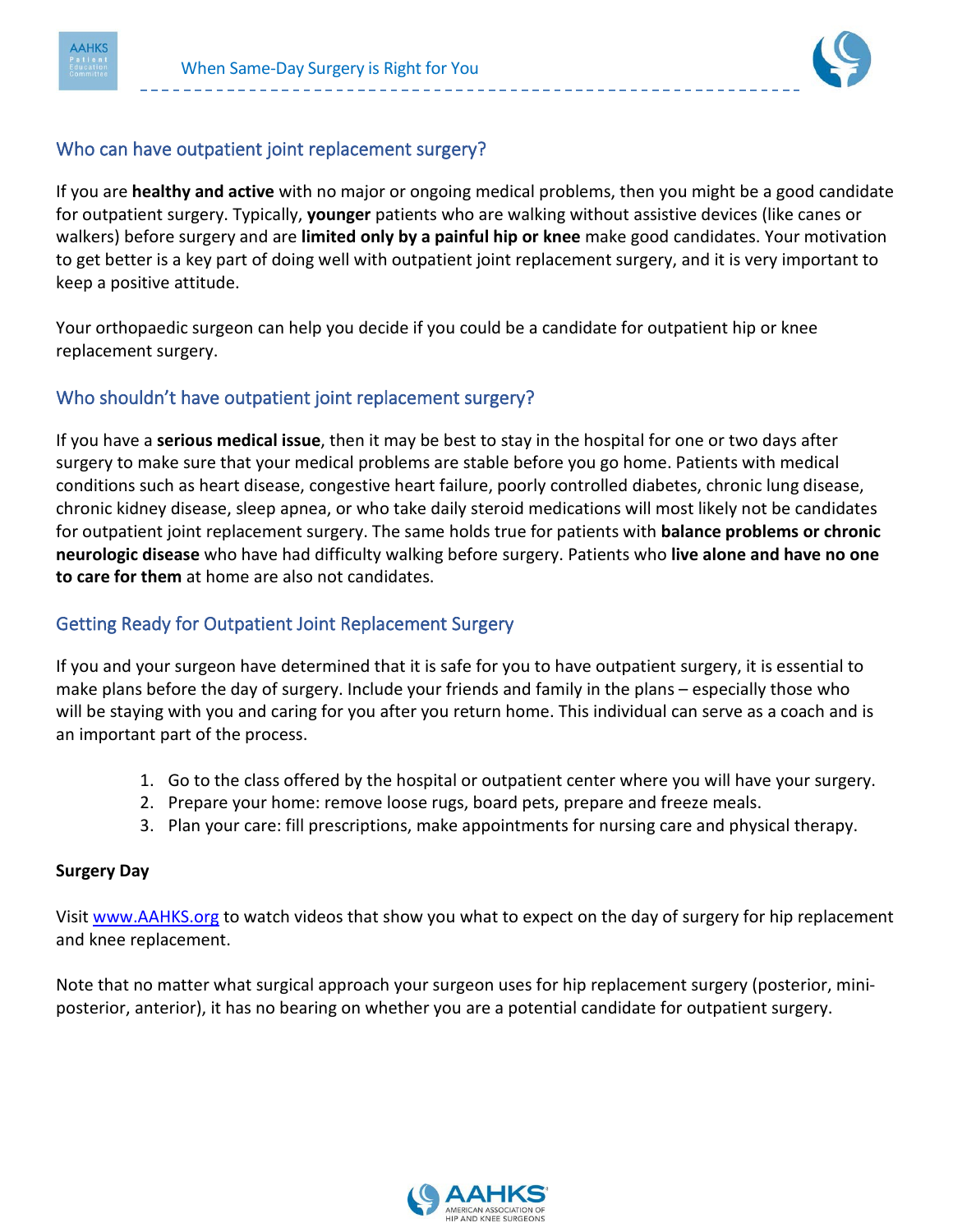## Who can have outpatient joint replacement surgery?

If you are **healthy and active** with no major or ongoing medical problems, then you might be a good candidate for outpatient surgery. Typically, **younger** patients who are walking without assistive devices (like canes or walkers) before surgery and are **limited only by a painful hip or knee** make good candidates. Your motivation to get better is a key part of doing well with outpatient joint replacement surgery, and it is very important to keep a positive attitude.

Your orthopaedic surgeon can help you decide if you could be a candidate for outpatient hip or knee replacement surgery.

## Who shouldn't have outpatient joint replacement surgery?

If you have a **serious medical issue**, then it may be best to stay in the hospital for one or two days after surgery to make sure that your medical problems are stable before you go home. Patients with medical conditions such as heart disease, congestive heart failure, poorly controlled diabetes, chronic lung disease, chronic kidney disease, sleep apnea, or who take daily steroid medications will most likely not be candidates for outpatient joint replacement surgery. The same holds true for patients with **balance problems or chronic neurologic disease** who have had difficulty walking before surgery. Patients who **live alone and have no one to care for them** at home are also not candidates.

## Getting Ready for Outpatient Joint Replacement Surgery

If you and your surgeon have determined that it is safe for you to have outpatient surgery, it is essential to make plans before the day of surgery. Include your friends and family in the plans – especially those who will be staying with you and caring for you after you return home. This individual can serve as a coach and is an important part of the process.

1. Go to the class offered by the hospital or outpatient center where you will have your surgery.
2. Prepare your home: remove loose rugs, board pets, prepare and freeze meals.
3. Plan your care: fill prescriptions, make appointments for nursing care and physical therapy.

**Surgery Day**

Visit www.AAHKS.org to watch videos that show you what to expect on the day of surgery for hip replacement and knee replacement.

Note that no matter what surgical approach your surgeon uses for hip replacement surgery (posterior, mini-posterior, anterior), it has no bearing on whether you are a potential candidate for outpatient surgery.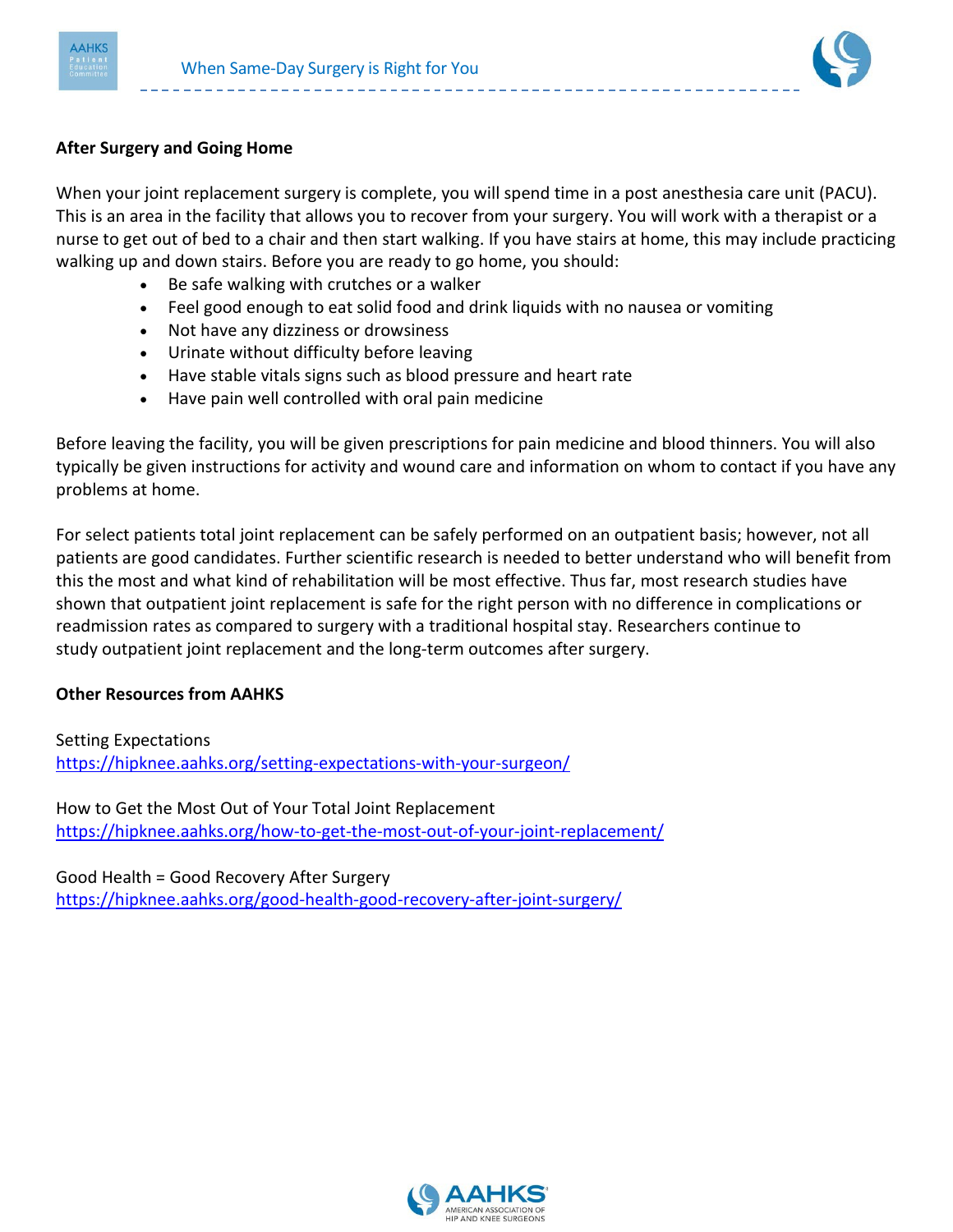**After Surgery and Going Home**

When your joint replacement surgery is complete, you will spend time in a post anesthesia care unit (PACU). This is an area in the facility that allows you to recover from your surgery. You will work with a therapist or a nurse to get out of bed to a chair and then start walking. If you have stairs at home, this may include practicing walking up and down stairs. Before you are ready to go home, you should:

- Be safe walking with crutches or a walker
- Feel good enough to eat solid food and drink liquids with no nausea or vomiting
- Not have any dizziness or drowsiness
- Urinate without difficulty before leaving
- Have stable vitals signs such as blood pressure and heart rate
- Have pain well controlled with oral pain medicine

Before leaving the facility, you will be given prescriptions for pain medicine and blood thinners. You will also typically be given instructions for activity and wound care and information on whom to contact if you have any problems at home.

For select patients total joint replacement can be safely performed on an outpatient basis; however, not all patients are good candidates. Further scientific research is needed to better understand who will benefit from this the most and what kind of rehabilitation will be most effective. Thus far, most research studies have shown that outpatient joint replacement is safe for the right person with no difference in complications or readmission rates as compared to surgery with a traditional hospital stay. Researchers continue to study outpatient joint replacement and the long-term outcomes after surgery.

**Other Resources from AAHKS**

Setting Expectations
https://hipknee.aahks.org/setting-expectations-with-your-surgeon/

How to Get the Most Out of Your Total Joint Replacement
https://hipknee.aahks.org/how-to-get-the-most-out-of-your-joint-replacement/

Good Health = Good Recovery After Surgery
https://hipknee.aahks.org/good-health-good-recovery-after-joint-surgery/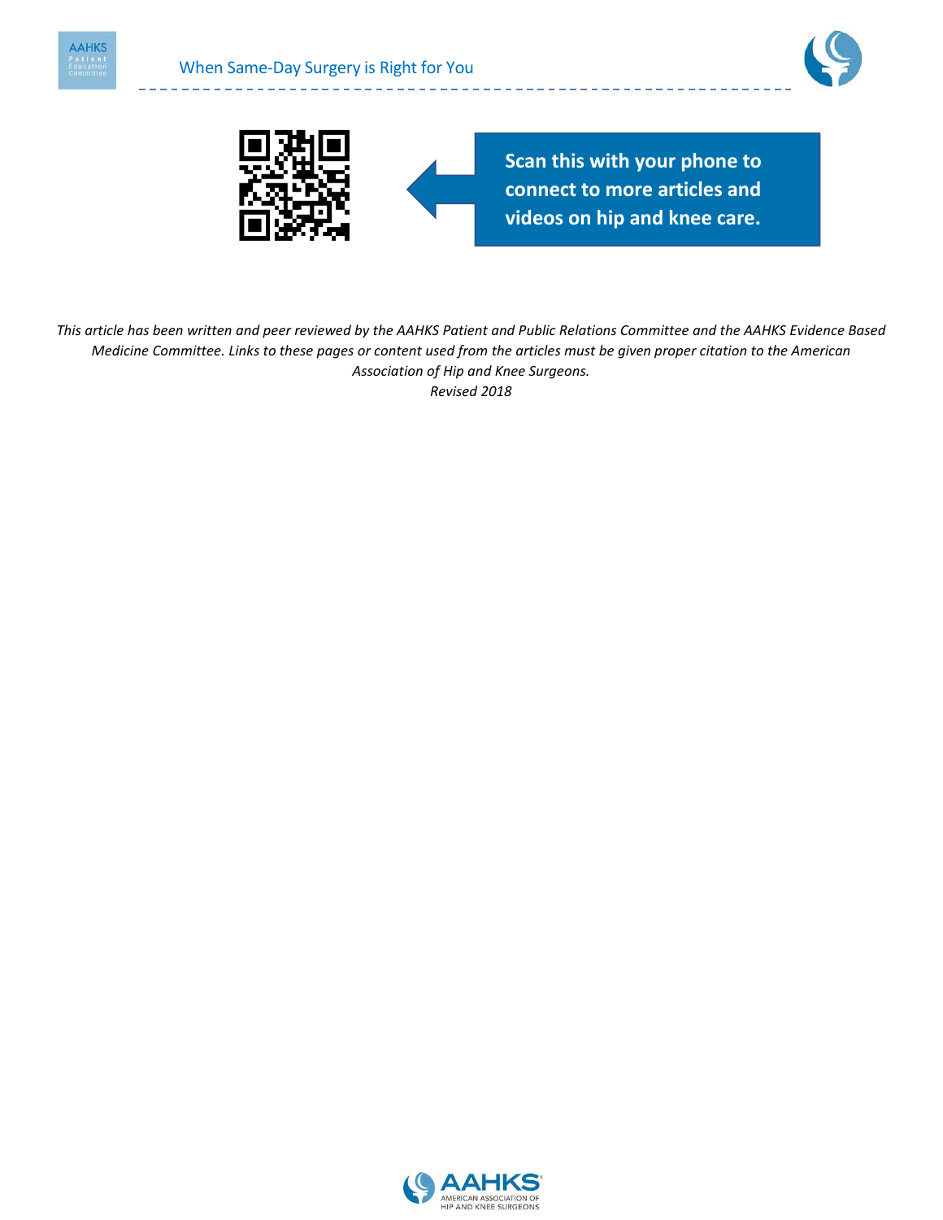Scan this with your phone to connect to more articles and videos on hip and knee care.

*This article has been written and peer reviewed by the AAHKS Patient and Public Relations Committee and the AAHKS Evidence Based Medicine Committee. Links to these pages or content used from the articles must be given proper citation to the American Association of Hip and Knee Surgeons.*
*Revised 2018*